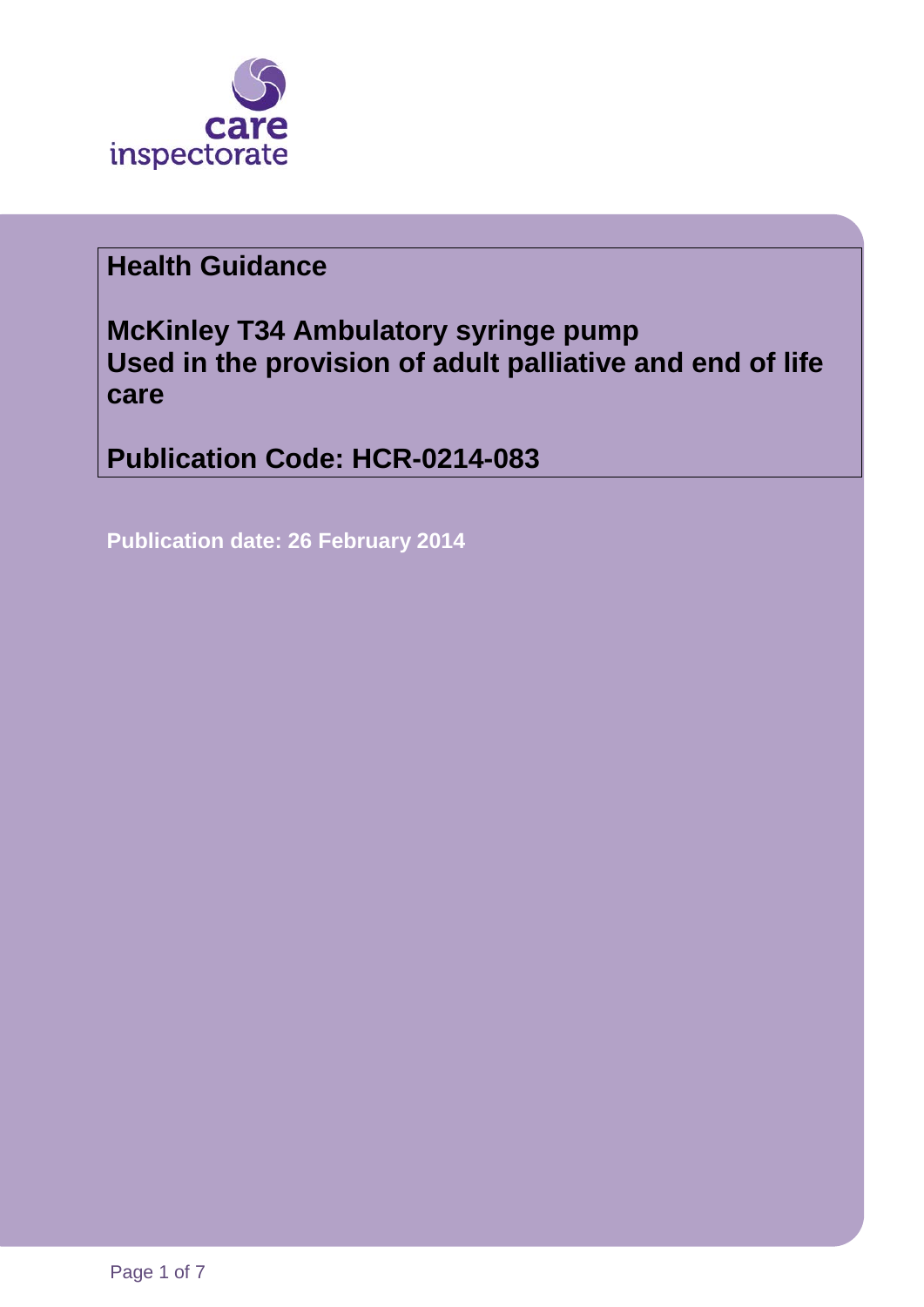care inspectorate

**Health Guidance**

# McKinley T34 Ambulatory syringe pump
# Used in the provision of adult palliative and end of life care

**Publication Code: HCR-0214-083**

**Publication date: 26 February 2014**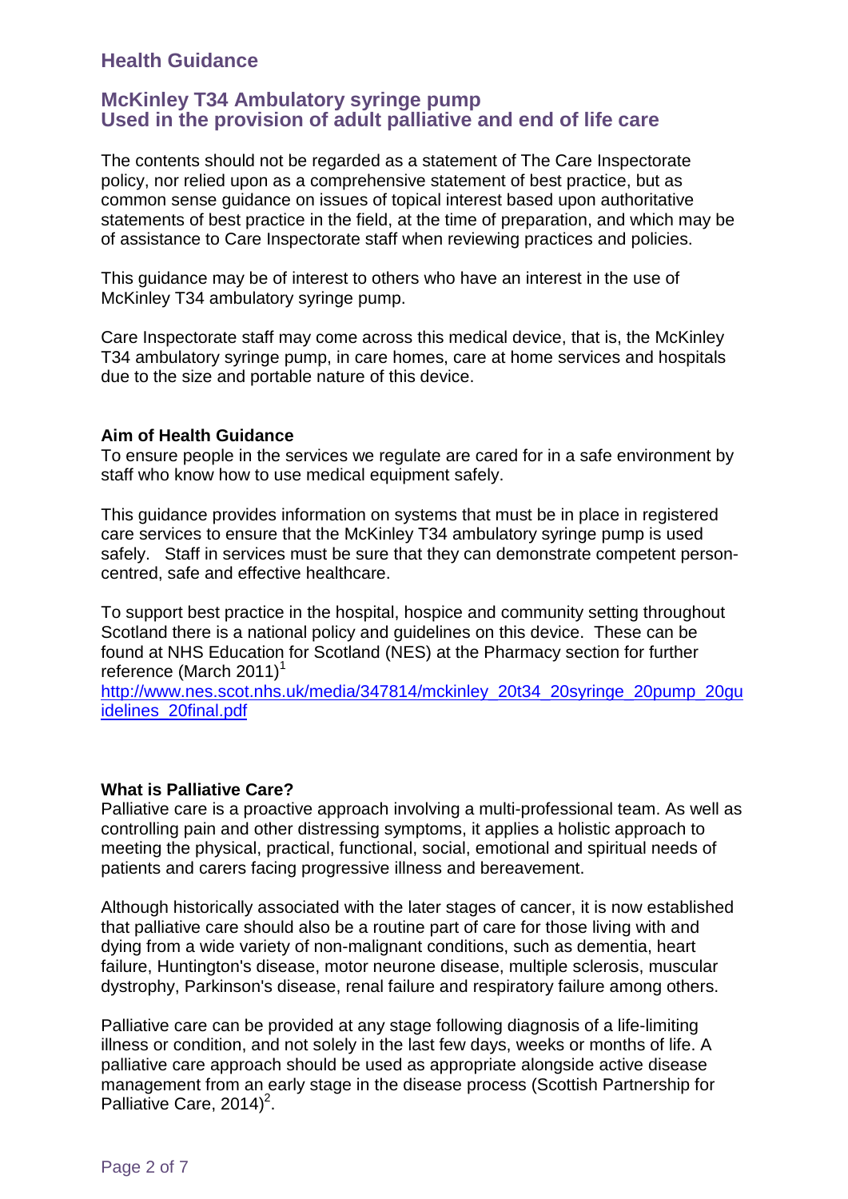## Health Guidance

### McKinley T34 Ambulatory syringe pump
### Used in the provision of adult palliative and end of life care

The contents should not be regarded as a statement of The Care Inspectorate policy, nor relied upon as a comprehensive statement of best practice, but as common sense guidance on issues of topical interest based upon authoritative statements of best practice in the field, at the time of preparation, and which may be of assistance to Care Inspectorate staff when reviewing practices and policies.

This guidance may be of interest to others who have an interest in the use of McKinley T34 ambulatory syringe pump.

Care Inspectorate staff may come across this medical device, that is, the McKinley T34 ambulatory syringe pump, in care homes, care at home services and hospitals due to the size and portable nature of this device.

**Aim of Health Guidance**
To ensure people in the services we regulate are cared for in a safe environment by staff who know how to use medical equipment safely.

This guidance provides information on systems that must be in place in registered care services to ensure that the McKinley T34 ambulatory syringe pump is used safely. Staff in services must be sure that they can demonstrate competent person-centred, safe and effective healthcare.

To support best practice in the hospital, hospice and community setting throughout Scotland there is a national policy and guidelines on this device. These can be found at NHS Education for Scotland (NES) at the Pharmacy section for further reference (March 2011)[1]
http://www.nes.scot.nhs.uk/media/347814/mckinley_20t34_20syringe_20pump_20guidelines_20final.pdf

**What is Palliative Care?**
Palliative care is a proactive approach involving a multi-professional team. As well as controlling pain and other distressing symptoms, it applies a holistic approach to meeting the physical, practical, functional, social, emotional and spiritual needs of patients and carers facing progressive illness and bereavement.

Although historically associated with the later stages of cancer, it is now established that palliative care should also be a routine part of care for those living with and dying from a wide variety of non-malignant conditions, such as dementia, heart failure, Huntington's disease, motor neurone disease, multiple sclerosis, muscular dystrophy, Parkinson's disease, renal failure and respiratory failure among others.

Palliative care can be provided at any stage following diagnosis of a life-limiting illness or condition, and not solely in the last few days, weeks or months of life. A palliative care approach should be used as appropriate alongside active disease management from an early stage in the disease process (Scottish Partnership for Palliative Care, 2014)[2].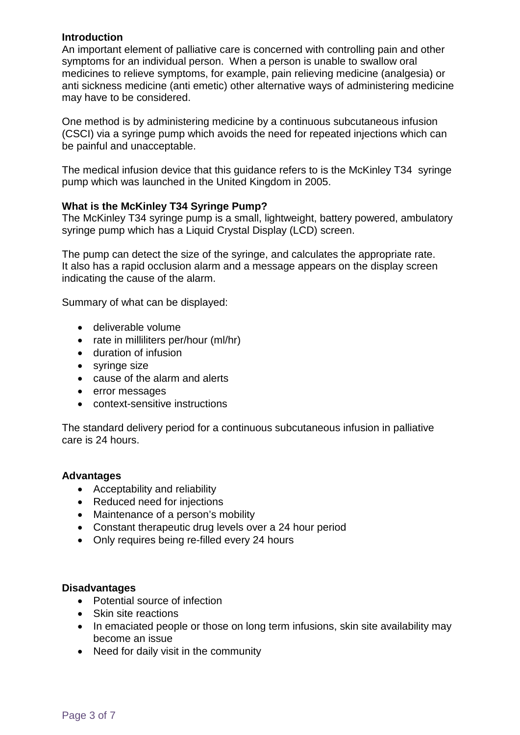**Introduction**

An important element of palliative care is concerned with controlling pain and other symptoms for an individual person. When a person is unable to swallow oral medicines to relieve symptoms, for example, pain relieving medicine (analgesia) or anti sickness medicine (anti emetic) other alternative ways of administering medicine may have to be considered.

One method is by administering medicine by a continuous subcutaneous infusion (CSCI) via a syringe pump which avoids the need for repeated injections which can be painful and unacceptable.

The medical infusion device that this guidance refers to is the McKinley T34 syringe pump which was launched in the United Kingdom in 2005.

**What is the McKinley T34 Syringe Pump?**

The McKinley T34 syringe pump is a small, lightweight, battery powered, ambulatory syringe pump which has a Liquid Crystal Display (LCD) screen.

The pump can detect the size of the syringe, and calculates the appropriate rate. It also has a rapid occlusion alarm and a message appears on the display screen indicating the cause of the alarm.

Summary of what can be displayed:

- deliverable volume
- rate in milliliters per/hour (ml/hr)
- duration of infusion
- syringe size
- cause of the alarm and alerts
- error messages
- context-sensitive instructions

The standard delivery period for a continuous subcutaneous infusion in palliative care is 24 hours.

**Advantages**

- Acceptability and reliability
- Reduced need for injections
- Maintenance of a person's mobility
- Constant therapeutic drug levels over a 24 hour period
- Only requires being re-filled every 24 hours

**Disadvantages**

- Potential source of infection
- Skin site reactions
- In emaciated people or those on long term infusions, skin site availability may become an issue
- Need for daily visit in the community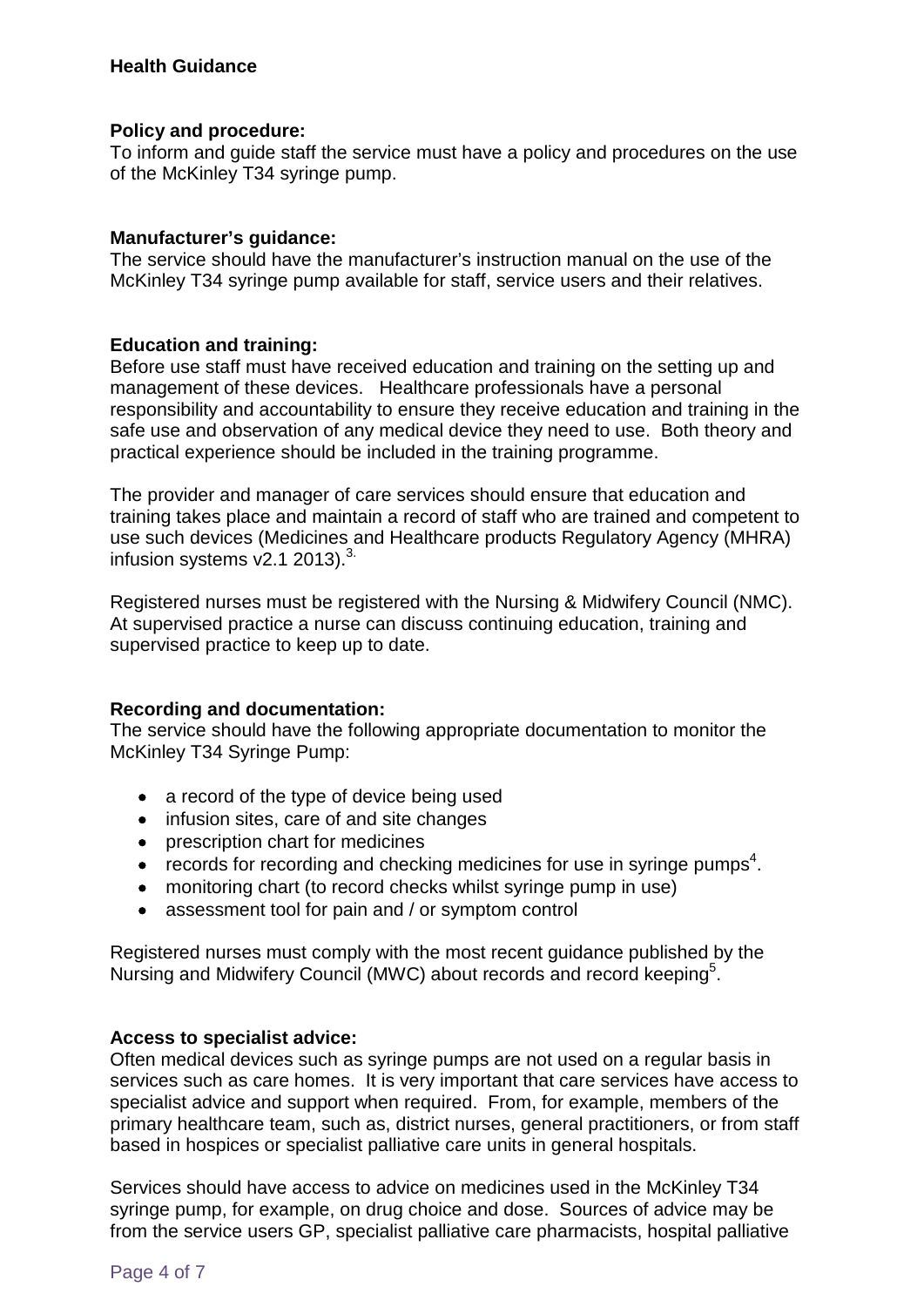**Health Guidance**

**Policy and procedure:**
To inform and guide staff the service must have a policy and procedures on the use of the McKinley T34 syringe pump.

**Manufacturer's guidance:**
The service should have the manufacturer's instruction manual on the use of the McKinley T34 syringe pump available for staff, service users and their relatives.

**Education and training:**
Before use staff must have received education and training on the setting up and management of these devices. Healthcare professionals have a personal responsibility and accountability to ensure they receive education and training in the safe use and observation of any medical device they need to use. Both theory and practical experience should be included in the training programme.

The provider and manager of care services should ensure that education and training takes place and maintain a record of staff who are trained and competent to use such devices (Medicines and Healthcare products Regulatory Agency (MHRA) infusion systems v2.1 2013).[3.]

Registered nurses must be registered with the Nursing & Midwifery Council (NMC). At supervised practice a nurse can discuss continuing education, training and supervised practice to keep up to date.

**Recording and documentation:**
The service should have the following appropriate documentation to monitor the McKinley T34 Syringe Pump:

- a record of the type of device being used
- infusion sites, care of and site changes
- prescription chart for medicines
- records for recording and checking medicines for use in syringe pumps[4].
- monitoring chart (to record checks whilst syringe pump in use)
- assessment tool for pain and / or symptom control

Registered nurses must comply with the most recent guidance published by the Nursing and Midwifery Council (MWC) about records and record keeping[5].

**Access to specialist advice:**
Often medical devices such as syringe pumps are not used on a regular basis in services such as care homes. It is very important that care services have access to specialist advice and support when required. From, for example, members of the primary healthcare team, such as, district nurses, general practitioners, or from staff based in hospices or specialist palliative care units in general hospitals.

Services should have access to advice on medicines used in the McKinley T34 syringe pump, for example, on drug choice and dose. Sources of advice may be from the service users GP, specialist palliative care pharmacists, hospital palliative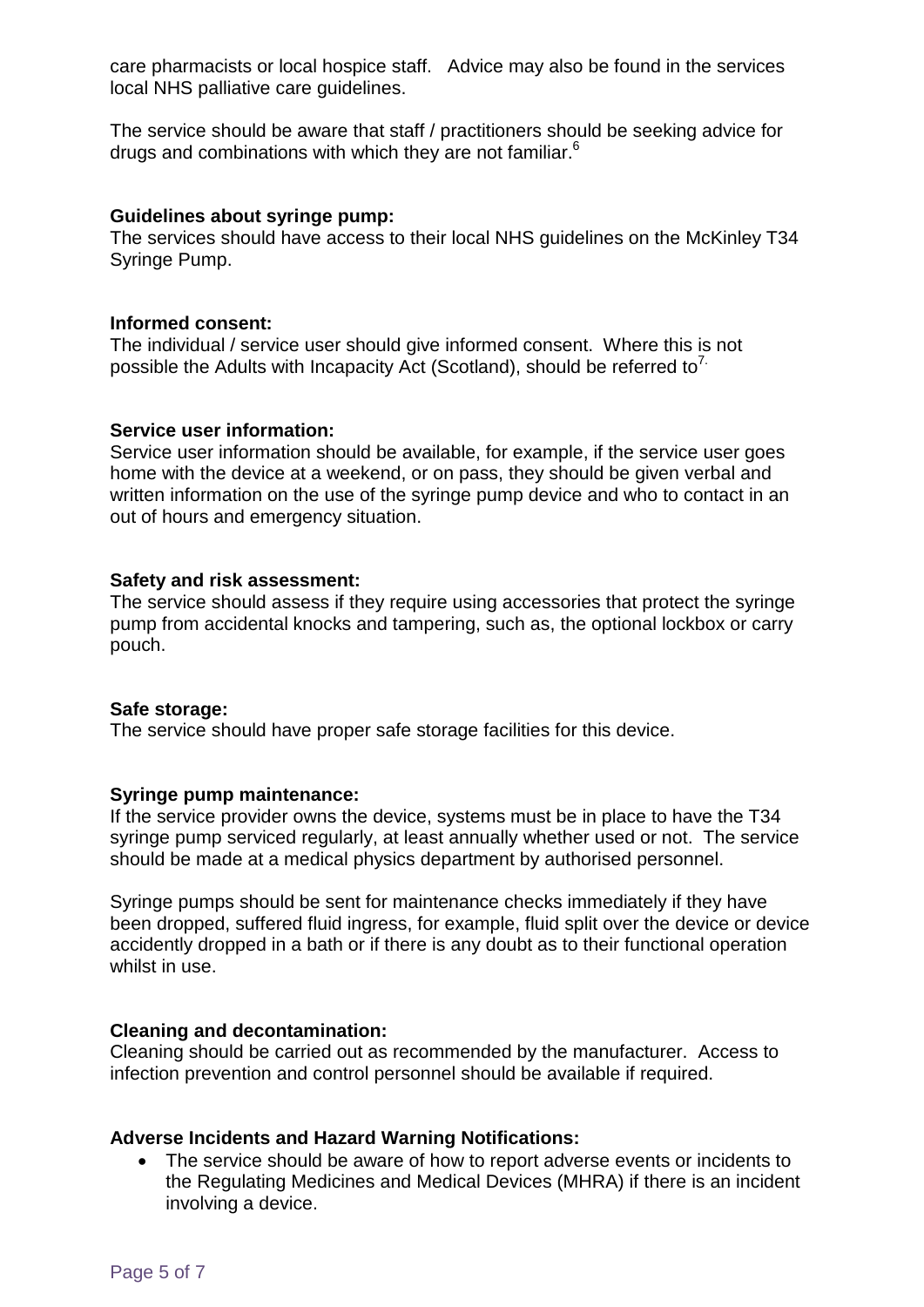care pharmacists or local hospice staff. Advice may also be found in the services local NHS palliative care guidelines.

The service should be aware that staff / practitioners should be seeking advice for drugs and combinations with which they are not familiar.[6]

**Guidelines about syringe pump:**
The services should have access to their local NHS guidelines on the McKinley T34 Syringe Pump.

**Informed consent:**
The individual / service user should give informed consent. Where this is not possible the Adults with Incapacity Act (Scotland), should be referred to[7.]

**Service user information:**
Service user information should be available, for example, if the service user goes home with the device at a weekend, or on pass, they should be given verbal and written information on the use of the syringe pump device and who to contact in an out of hours and emergency situation.

**Safety and risk assessment:**
The service should assess if they require using accessories that protect the syringe pump from accidental knocks and tampering, such as, the optional lockbox or carry pouch.

**Safe storage:**
The service should have proper safe storage facilities for this device.

**Syringe pump maintenance:**
If the service provider owns the device, systems must be in place to have the T34 syringe pump serviced regularly, at least annually whether used or not. The service should be made at a medical physics department by authorised personnel.

Syringe pumps should be sent for maintenance checks immediately if they have been dropped, suffered fluid ingress, for example, fluid split over the device or device accidently dropped in a bath or if there is any doubt as to their functional operation whilst in use.

**Cleaning and decontamination:**
Cleaning should be carried out as recommended by the manufacturer. Access to infection prevention and control personnel should be available if required.

**Adverse Incidents and Hazard Warning Notifications:**

- The service should be aware of how to report adverse events or incidents to the Regulating Medicines and Medical Devices (MHRA) if there is an incident involving a device.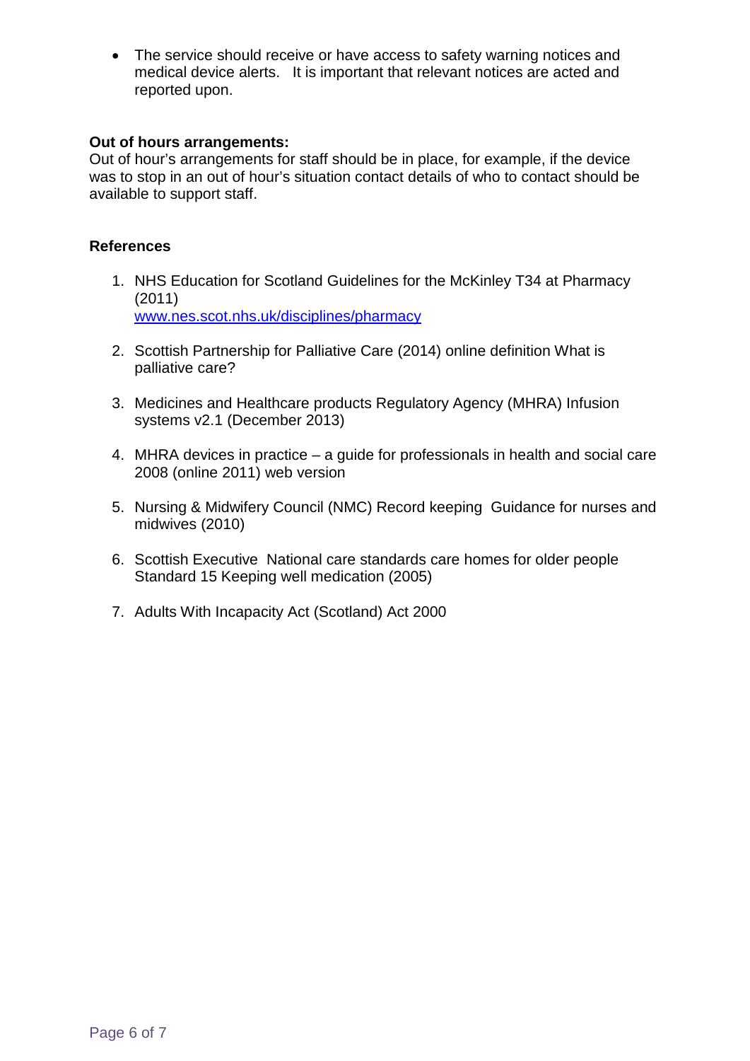- The service should receive or have access to safety warning notices and medical device alerts. It is important that relevant notices are acted and reported upon.

**Out of hours arrangements:**
Out of hour's arrangements for staff should be in place, for example, if the device was to stop in an out of hour's situation contact details of who to contact should be available to support staff.

**References**

1. NHS Education for Scotland Guidelines for the McKinley T34 at Pharmacy (2011)
   www.nes.scot.nhs.uk/disciplines/pharmacy

2. Scottish Partnership for Palliative Care (2014) online definition What is palliative care?

3. Medicines and Healthcare products Regulatory Agency (MHRA) Infusion systems v2.1 (December 2013)

4. MHRA devices in practice – a guide for professionals in health and social care 2008 (online 2011) web version

5. Nursing & Midwifery Council (NMC) Record keeping Guidance for nurses and midwives (2010)

6. Scottish Executive National care standards care homes for older people Standard 15 Keeping well medication (2005)

7. Adults With Incapacity Act (Scotland) Act 2000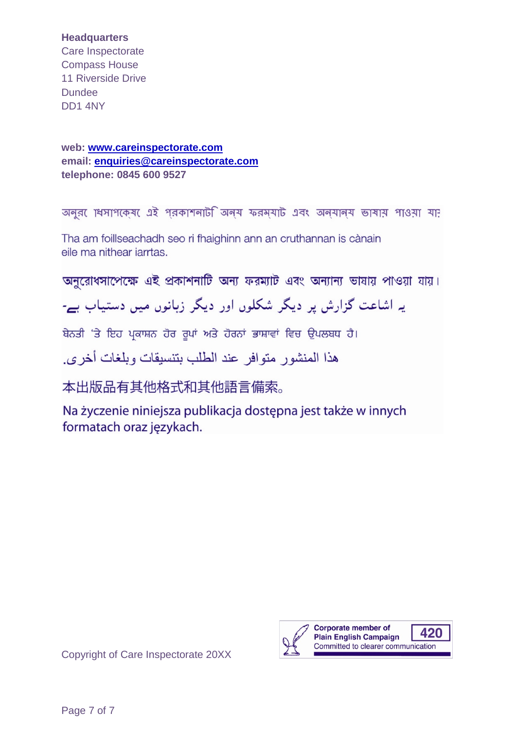**Headquarters**
Care Inspectorate
Compass House
11 Riverside Drive
Dundee
DD1 4NY

**web: [www.careinspectorate.com](http://www.careinspectorate.com)**
**email: [enquiries@careinspectorate.com](mailto:enquiries@careinspectorate.com)**
**telephone: 0845 600 9527**

অনুরোধসাপেক্ষে এই প্রকাশনাটি অন্য ফরম্যাট এবং অন্যান্য ভাষায় পাওয়া যায়

Tha am foillseachadh seo ri fhaighinn ann an cruthannan is cànain eile ma nithear iarrtas.

অনুরোধসাপেক্ষে এই প্রকাশনাটি অন্য ফরম্যাট এবং অন্যান্য ভাষায় পাওয়া যায়।

یہ اشاعت گزارش پر دیگر شکلوں اور دیگر زبانوں میں دستیاب ہے۔

ਬੇਨਤੀ 'ਤੇ ਇਹ ਪ੍ਰਕਾਸ਼ਨ ਹੋਰ ਰੂਪਾਂ ਅਤੇ ਹੋਰਨਾਂ ਭਾਸ਼ਾਵਾਂ ਵਿਚ ਉਪਲਬਧ ਹੈ।

هذا المنشور متوافر عند الطلب بتنسيقات وبلغات أخرى.

本出版品有其他格式和其他語言備索。

Na życzenie niniejsza publikacja dostępna jest także w innych formatach oraz językach.

Corporate member of Plain English Campaign 420
Committed to clearer communication

Copyright of Care Inspectorate 20XX